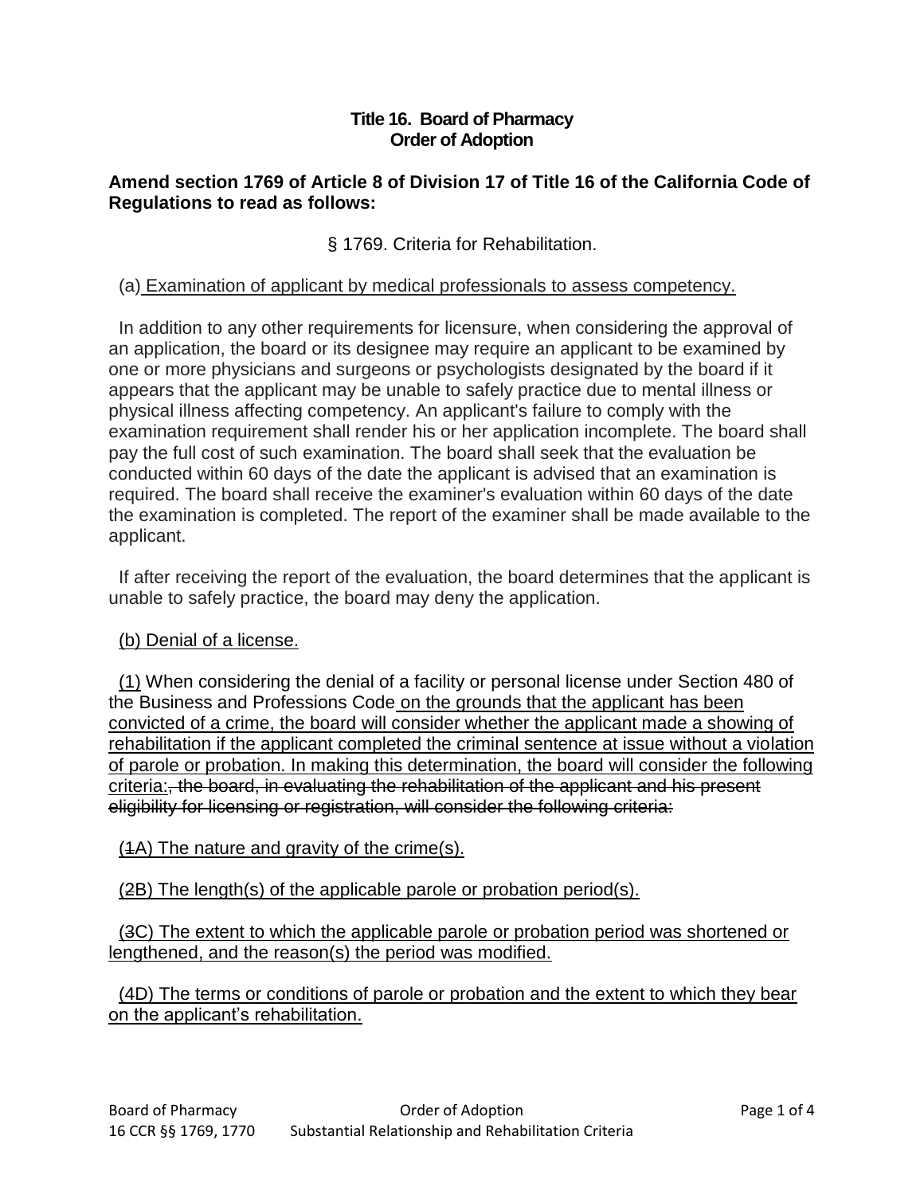**Title 16. Board of Pharmacy**
**Order of Adoption**

**Amend section 1769 of Article 8 of Division 17 of Title 16 of the California Code of Regulations to read as follows:**

§ 1769. Criteria for Rehabilitation.

(a) <u>Examination of applicant by medical professionals to assess competency.</u>

In addition to any other requirements for licensure, when considering the approval of an application, the board or its designee may require an applicant to be examined by one or more physicians and surgeons or psychologists designated by the board if it appears that the applicant may be unable to safely practice due to mental illness or physical illness affecting competency. An applicant's failure to comply with the examination requirement shall render his or her application incomplete. The board shall pay the full cost of such examination. The board shall seek that the evaluation be conducted within 60 days of the date the applicant is advised that an examination is required. The board shall receive the examiner's evaluation within 60 days of the date the examination is completed. The report of the examiner shall be made available to the applicant.

If after receiving the report of the evaluation, the board determines that the applicant is unable to safely practice, the board may deny the application.

<u>(b) Denial of a license.</u>

<u>(1)</u> When considering the denial of a facility or personal license under Section 480 of the Business and Professions Code <u>on the grounds that the applicant has been convicted of a crime, the board will consider whether the applicant made a showing of rehabilitation if the applicant completed the criminal sentence at issue without a violation of parole or probation. In making this determination, the board will consider the following criteria:</u>~~, the board, in evaluating the rehabilitation of the applicant and his present eligibility for licensing or registration, will consider the following criteria:~~

<u>(</u>~~1~~<u>A) The nature and gravity of the crime(s).</u>

<u>(</u>~~2~~<u>B) The length(s) of the applicable parole or probation period(s).</u>

<u>(</u>~~3~~<u>C) The extent to which the applicable parole or probation period was shortened or lengthened, and the reason(s) the period was modified.</u>

<u>(4D) The terms or conditions of parole or probation and the extent to which they bear on the applicant's rehabilitation.</u>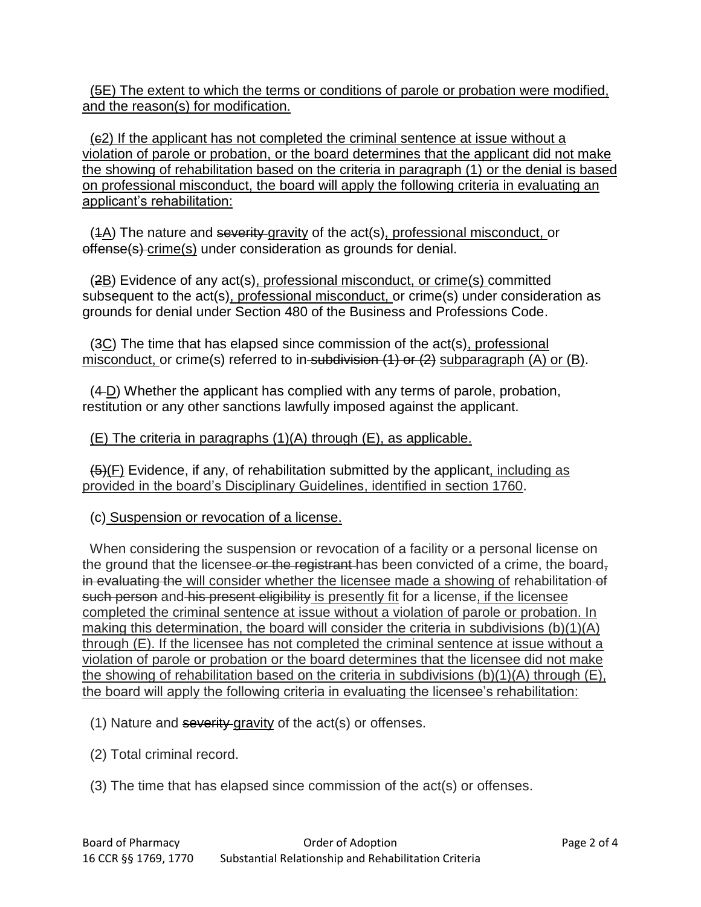(~~5~~E) The extent to which the terms or conditions of parole or probation were modified, and the reason(s) for modification.

(~~c~~2) If the applicant has not completed the criminal sentence at issue without a violation of parole or probation, or the board determines that the applicant did not make the showing of rehabilitation based on the criteria in paragraph (1) or the denial is based on professional misconduct, the board will apply the following criteria in evaluating an applicant's rehabilitation:

(~~1~~A) The nature and ~~severity~~ gravity of the act(s), professional misconduct, or ~~offense(s)~~ crime(s) under consideration as grounds for denial.

(~~2~~B) Evidence of any act(s), professional misconduct, or crime(s) committed subsequent to the act(s), professional misconduct, or crime(s) under consideration as grounds for denial under Section 480 of the Business and Professions Code.

(~~3~~C) The time that has elapsed since commission of the act(s), professional misconduct, or crime(s) referred to in ~~subdivision (1) or (2)~~ subparagraph (A) or (B).

(~~4~~ D) Whether the applicant has complied with any terms of parole, probation, restitution or any other sanctions lawfully imposed against the applicant.

(E) The criteria in paragraphs (1)(A) through (E), as applicable.

~~(5)~~(F) Evidence, if any, of rehabilitation submitted by the applicant, including as provided in the board's Disciplinary Guidelines, identified in section 1760.

(c) Suspension or revocation of a license.

When considering the suspension or revocation of a facility or a personal license on the ground that the licensee ~~or the registrant~~ has been convicted of a crime, the board~~,~~ ~~in evaluating the~~ will consider whether the licensee made a showing of rehabilitation ~~of such person~~ and ~~his present eligibility~~ is presently fit for a license, if the licensee completed the criminal sentence at issue without a violation of parole or probation. In making this determination, the board will consider the criteria in subdivisions (b)(1)(A) through (E). If the licensee has not completed the criminal sentence at issue without a violation of parole or probation or the board determines that the licensee did not make the showing of rehabilitation based on the criteria in subdivisions (b)(1)(A) through (E), the board will apply the following criteria in evaluating the licensee's rehabilitation:

(1) Nature and ~~severity~~ gravity of the act(s) or offenses.

(2) Total criminal record.

(3) The time that has elapsed since commission of the act(s) or offenses.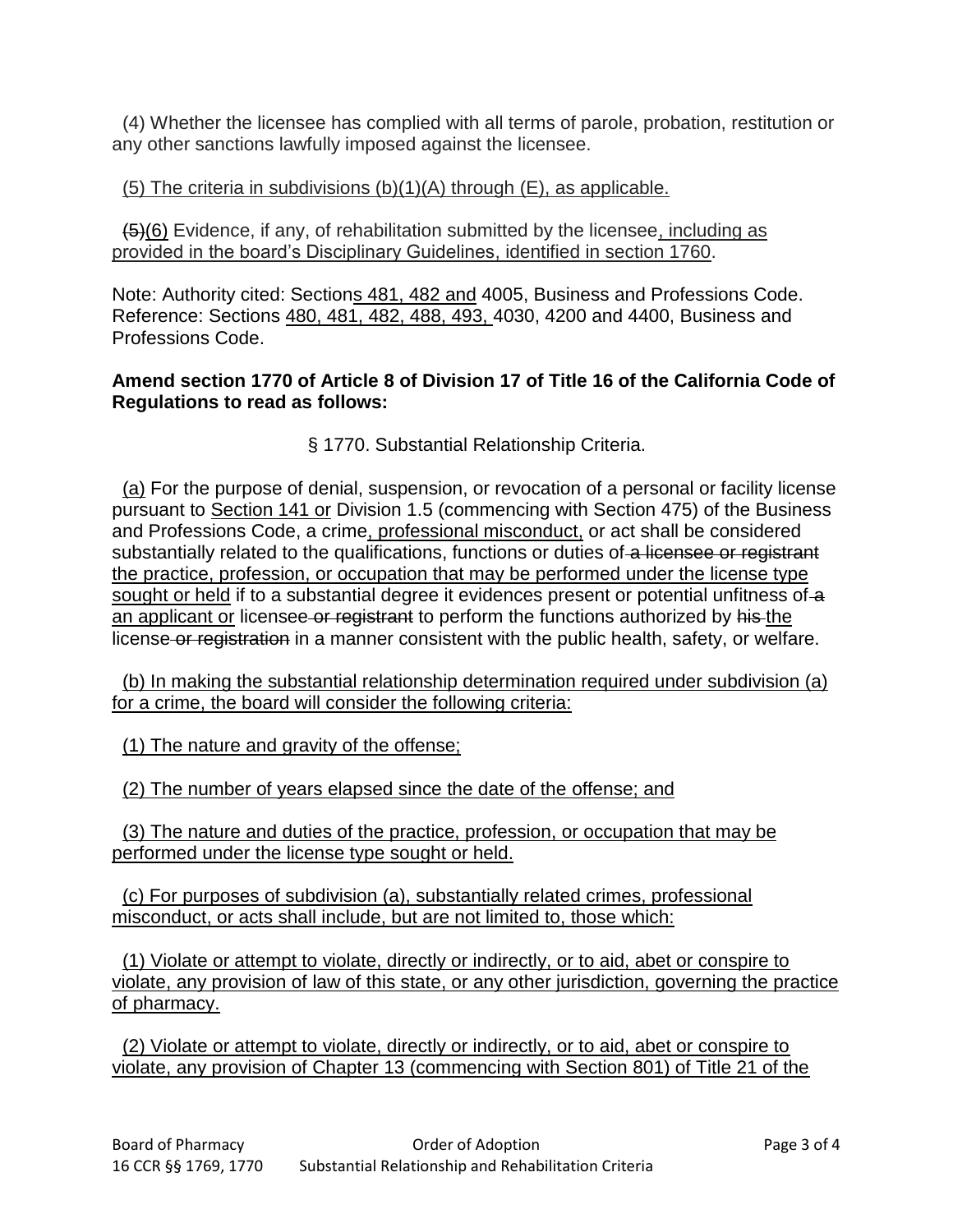(4) Whether the licensee has complied with all terms of parole, probation, restitution or any other sanctions lawfully imposed against the licensee.

<u>(5) The criteria in subdivisions (b)(1)(A) through (E), as applicable.</u>

~~(5)~~<u>(6)</u> Evidence, if any, of rehabilitation submitted by the licensee<u>, including as provided in the board's Disciplinary Guidelines, identified in section 1760</u>.

Note: Authority cited: Section<u>s 481, 482 and</u> 4005, Business and Professions Code. Reference: Sections <u>480, 481, 482, 488, 493,</u> 4030, 4200 and 4400, Business and Professions Code.

**Amend section 1770 of Article 8 of Division 17 of Title 16 of the California Code of Regulations to read as follows:**

§ 1770. Substantial Relationship Criteria.

<u>(a)</u> For the purpose of denial, suspension, or revocation of a personal or facility license pursuant to <u>Section 141 or</u> Division 1.5 (commencing with Section 475) of the Business and Professions Code, a crime<u>, professional misconduct,</u> or act shall be considered substantially related to the qualifications, functions or duties of ~~a licensee or registrant~~ <u>the practice, profession, or occupation that may be performed under the license type sought or held</u> if to a substantial degree it evidences present or potential unfitness of ~~a~~ <u>an applicant or</u> licensee ~~or registrant~~ to perform the functions authorized by ~~his~~ <u>the</u> license ~~or registration~~ in a manner consistent with the public health, safety, or welfare.

<u>(b) In making the substantial relationship determination required under subdivision (a) for a crime, the board will consider the following criteria:</u>

<u>(1) The nature and gravity of the offense;</u>

<u>(2) The number of years elapsed since the date of the offense; and</u>

<u>(3) The nature and duties of the practice, profession, or occupation that may be performed under the license type sought or held.</u>

<u>(c) For purposes of subdivision (a), substantially related crimes, professional misconduct, or acts shall include, but are not limited to, those which:</u>

<u>(1) Violate or attempt to violate, directly or indirectly, or to aid, abet or conspire to violate, any provision of law of this state, or any other jurisdiction, governing the practice of pharmacy.</u>

<u>(2) Violate or attempt to violate, directly or indirectly, or to aid, abet or conspire to violate, any provision of Chapter 13 (commencing with Section 801) of Title 21 of the</u>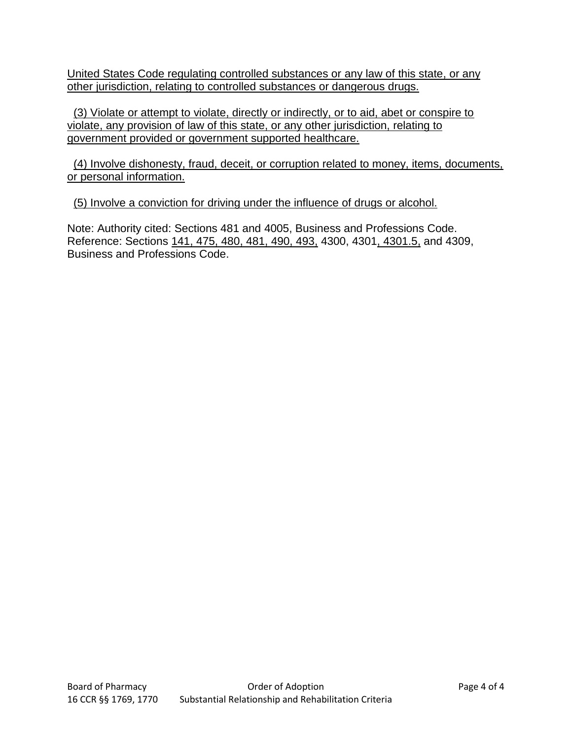United States Code regulating controlled substances or any law of this state, or any other jurisdiction, relating to controlled substances or dangerous drugs.

(3) Violate or attempt to violate, directly or indirectly, or to aid, abet or conspire to violate, any provision of law of this state, or any other jurisdiction, relating to government provided or government supported healthcare.

(4) Involve dishonesty, fraud, deceit, or corruption related to money, items, documents, or personal information.

(5) Involve a conviction for driving under the influence of drugs or alcohol.

Note: Authority cited: Sections 481 and 4005, Business and Professions Code. Reference: Sections 141, 475, 480, 481, 490, 493, 4300, 4301, 4301.5, and 4309, Business and Professions Code.